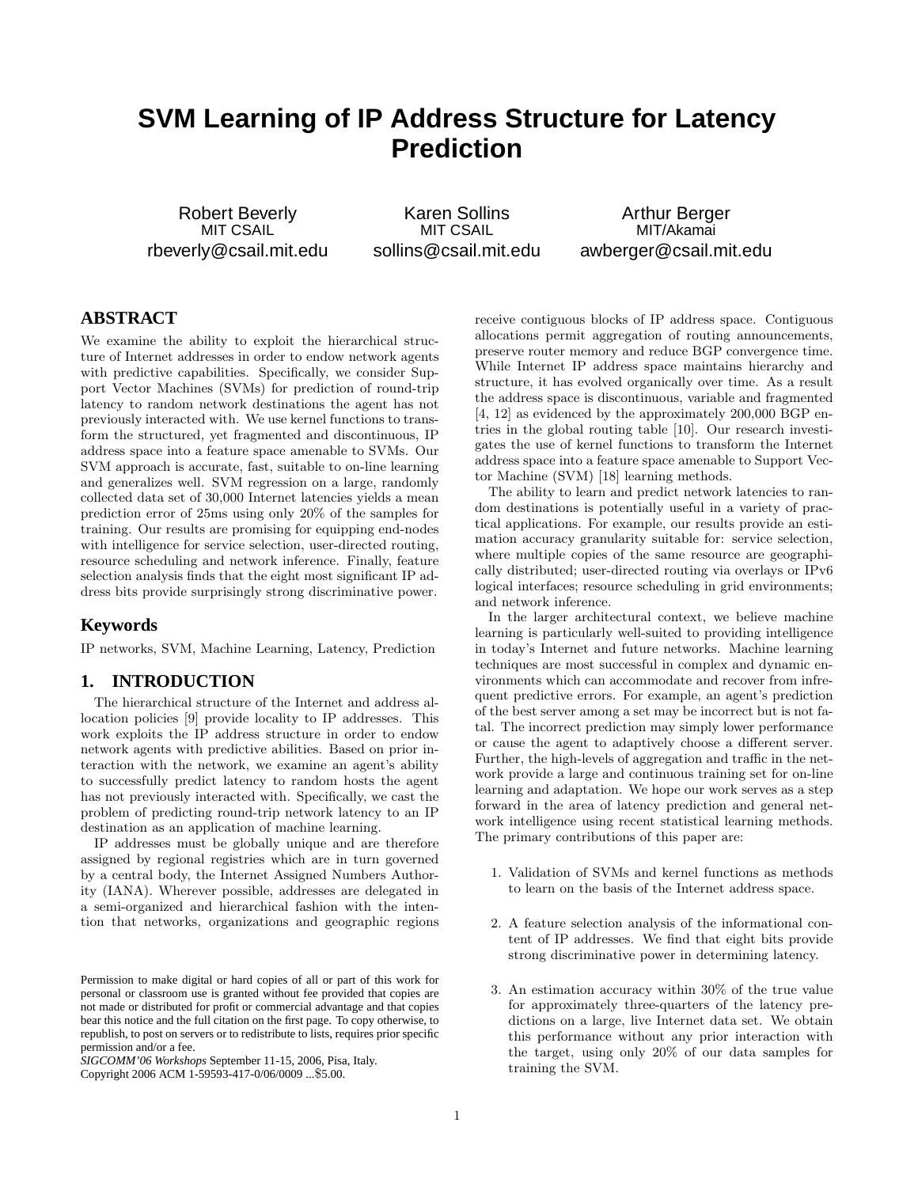# SVM Learning of IP Address Structure for Latency Prediction

Robert Beverly
MIT CSAIL
rbeverly@csail.mit.edu

Karen Sollins
MIT CSAIL
sollins@csail.mit.edu

Arthur Berger
MIT/Akamai
awberger@csail.mit.edu

## ABSTRACT

We examine the ability to exploit the hierarchical structure of Internet addresses in order to endow network agents with predictive capabilities. Specifically, we consider Support Vector Machines (SVMs) for prediction of round-trip latency to random network destinations the agent has not previously interacted with. We use kernel functions to transform the structured, yet fragmented and discontinuous, IP address space into a feature space amenable to SVMs. Our SVM approach is accurate, fast, suitable to on-line learning and generalizes well. SVM regression on a large, randomly collected data set of 30,000 Internet latencies yields a mean prediction error of 25ms using only 20% of the samples for training. Our results are promising for equipping end-nodes with intelligence for service selection, user-directed routing, resource scheduling and network inference. Finally, feature selection analysis finds that the eight most significant IP address bits provide surprisingly strong discriminative power.

## Keywords

IP networks, SVM, Machine Learning, Latency, Prediction

## 1. INTRODUCTION

The hierarchical structure of the Internet and address allocation policies [9] provide locality to IP addresses. This work exploits the IP address structure in order to endow network agents with predictive abilities. Based on prior interaction with the network, we examine an agent's ability to successfully predict latency to random hosts the agent has not previously interacted with. Specifically, we cast the problem of predicting round-trip network latency to an IP destination as an application of machine learning.

IP addresses must be globally unique and are therefore assigned by regional registries which are in turn governed by a central body, the Internet Assigned Numbers Authority (IANA). Wherever possible, addresses are delegated in a semi-organized and hierarchical fashion with the intention that networks, organizations and geographic regions receive contiguous blocks of IP address space. Contiguous allocations permit aggregation of routing announcements, preserve router memory and reduce BGP convergence time. While Internet IP address space maintains hierarchy and structure, it has evolved organically over time. As a result the address space is discontinuous, variable and fragmented [4, 12] as evidenced by the approximately 200,000 BGP entries in the global routing table [10]. Our research investigates the use of kernel functions to transform the Internet address space into a feature space amenable to Support Vector Machine (SVM) [18] learning methods.

The ability to learn and predict network latencies to random destinations is potentially useful in a variety of practical applications. For example, our results provide an estimation accuracy granularity suitable for: service selection, where multiple copies of the same resource are geographically distributed; user-directed routing via overlays or IPv6 logical interfaces; resource scheduling in grid environments; and network inference.

In the larger architectural context, we believe machine learning is particularly well-suited to providing intelligence in today's Internet and future networks. Machine learning techniques are most successful in complex and dynamic environments which can accommodate and recover from infrequent predictive errors. For example, an agent's prediction of the best server among a set may be incorrect but is not fatal. The incorrect prediction may simply lower performance or cause the agent to adaptively choose a different server. Further, the high-levels of aggregation and traffic in the network provide a large and continuous training set for on-line learning and adaptation. We hope our work serves as a step forward in the area of latency prediction and general network intelligence using recent statistical learning methods. The primary contributions of this paper are:

1. Validation of SVMs and kernel functions as methods to learn on the basis of the Internet address space.

2. A feature selection analysis of the informational content of IP addresses. We find that eight bits provide strong discriminative power in determining latency.

3. An estimation accuracy within 30% of the true value for approximately three-quarters of the latency predictions on a large, live Internet data set. We obtain this performance without any prior interaction with the target, using only 20% of our data samples for training the SVM.

Permission to make digital or hard copies of all or part of this work for personal or classroom use is granted without fee provided that copies are not made or distributed for profit or commercial advantage and that copies bear this notice and the full citation on the first page. To copy otherwise, to republish, to post on servers or to redistribute to lists, requires prior specific permission and/or a fee.
*SIGCOMM'06 Workshops* September 11-15, 2006, Pisa, Italy.
Copyright 2006 ACM 1-59593-417-0/06/0009 ...$5.00.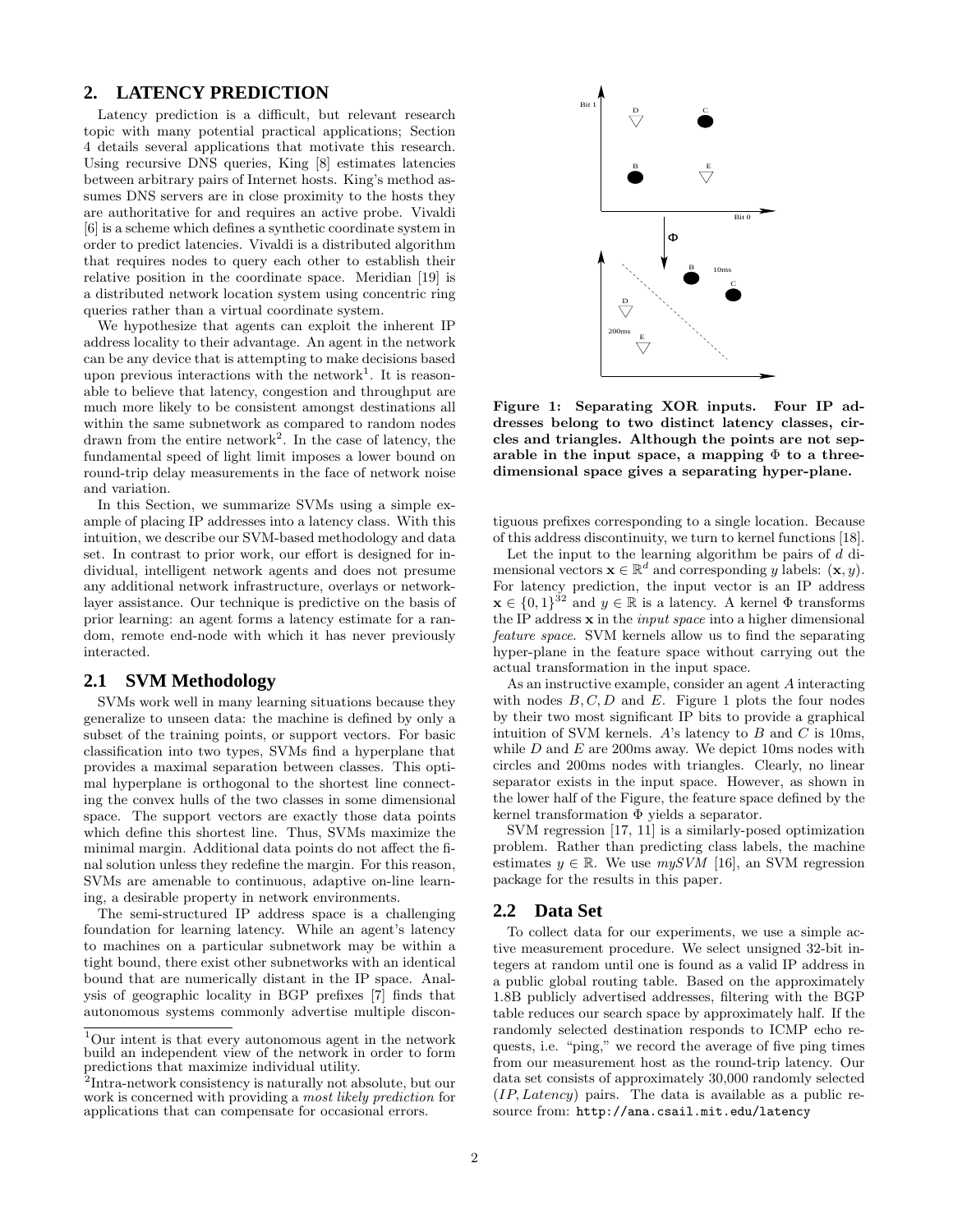## 2. LATENCY PREDICTION

Latency prediction is a difficult, but relevant research topic with many potential practical applications; Section 4 details several applications that motivate this research. Using recursive DNS queries, King [8] estimates latencies between arbitrary pairs of Internet hosts. King's method assumes DNS servers are in close proximity to the hosts they are authoritative for and requires an active probe. Vivaldi [6] is a scheme which defines a synthetic coordinate system in order to predict latencies. Vivaldi is a distributed algorithm that requires nodes to query each other to establish their relative position in the coordinate space. Meridian [19] is a distributed network location system using concentric ring queries rather than a virtual coordinate system.

We hypothesize that agents can exploit the inherent IP address locality to their advantage. An agent in the network can be any device that is attempting to make decisions based upon previous interactions with the network[1]. It is reasonable to believe that latency, congestion and throughput are much more likely to be consistent amongst destinations all within the same subnetwork as compared to random nodes drawn from the entire network[2]. In the case of latency, the fundamental speed of light limit imposes a lower bound on round-trip delay measurements in the face of network noise and variation.

In this Section, we summarize SVMs using a simple example of placing IP addresses into a latency class. With this intuition, we describe our SVM-based methodology and data set. In contrast to prior work, our effort is designed for individual, intelligent network agents and does not presume any additional network infrastructure, overlays or network-layer assistance. Our technique is predictive on the basis of prior learning: an agent forms a latency estimate for a random, remote end-node with which it has never previously interacted.

### 2.1 SVM Methodology

SVMs work well in many learning situations because they generalize to unseen data: the machine is defined by only a subset of the training points, or support vectors. For basic classification into two types, SVMs find a hyperplane that provides a maximal separation between classes. This optimal hyperplane is orthogonal to the shortest line connecting the convex hulls of the two classes in some dimensional space. The support vectors are exactly those data points which define this shortest line. Thus, SVMs maximize the minimal margin. Additional data points do not affect the final solution unless they redefine the margin. For this reason, SVMs are amenable to continuous, adaptive on-line learning, a desirable property in network environments.

The semi-structured IP address space is a challenging foundation for learning latency. While an agent's latency to machines on a particular subnetwork may be within a tight bound, there exist other subnetworks with an identical bound that are numerically distant in the IP space. Analysis of geographic locality in BGP prefixes [7] finds that autonomous systems commonly advertise multiple discontiguous prefixes corresponding to a single location. Because of this address discontinuity, we turn to kernel functions [18].

Bit 1
D
C
B
E
Bit 0
Φ
B
10ms
C
D
200ms
E

**Figure 1: Separating XOR inputs. Four IP addresses belong to two distinct latency classes, circles and triangles. Although the points are not separable in the input space, a mapping Φ to a three-dimensional space gives a separating hyper-plane.**

Let the input to the learning algorithm be pairs of $d$ dimensional vectors $\mathbf{x} \in \mathbb{R}^d$ and corresponding $y$ labels: $(\mathbf{x}, y)$. For latency prediction, the input vector is an IP address $\mathbf{x} \in \{0, 1\}^{32}$ and $y \in \mathbb{R}$ is a latency. A kernel $\Phi$ transforms the IP address $\mathbf{x}$ in the *input space* into a higher dimensional *feature space*. SVM kernels allow us to find the separating hyper-plane in the feature space without carrying out the actual transformation in the input space.

As an instructive example, consider an agent $A$ interacting with nodes $B, C, D$ and $E$. Figure 1 plots the four nodes by their two most significant IP bits to provide a graphical intuition of SVM kernels. $A$'s latency to $B$ and $C$ is 10ms, while $D$ and $E$ are 200ms away. We depict 10ms nodes with circles and 200ms nodes with triangles. Clearly, no linear separator exists in the input space. However, as shown in the lower half of the Figure, the feature space defined by the kernel transformation $\Phi$ yields a separator.

SVM regression [17, 11] is a similarly-posed optimization problem. Rather than predicting class labels, the machine estimates $y \in \mathbb{R}$. We use *mySVM* [16], an SVM regression package for the results in this paper.

### 2.2 Data Set

To collect data for our experiments, we use a simple active measurement procedure. We select unsigned 32-bit integers at random until one is found as a valid IP address in a public global routing table. Based on the approximately 1.8B publicly advertised addresses, filtering with the BGP table reduces our search space by approximately half. If the randomly selected destination responds to ICMP echo requests, i.e. "ping," we record the average of five ping times from our measurement host as the round-trip latency. Our data set consists of approximately 30,000 randomly selected $(IP, Latency)$ pairs. The data is available as a public resource from: `http://ana.csail.mit.edu/latency`

---

[1] Our intent is that every autonomous agent in the network build an independent view of the network in order to form predictions that maximize individual utility.

[2] Intra-network consistency is naturally not absolute, but our work is concerned with providing a *most likely prediction* for applications that can compensate for occasional errors.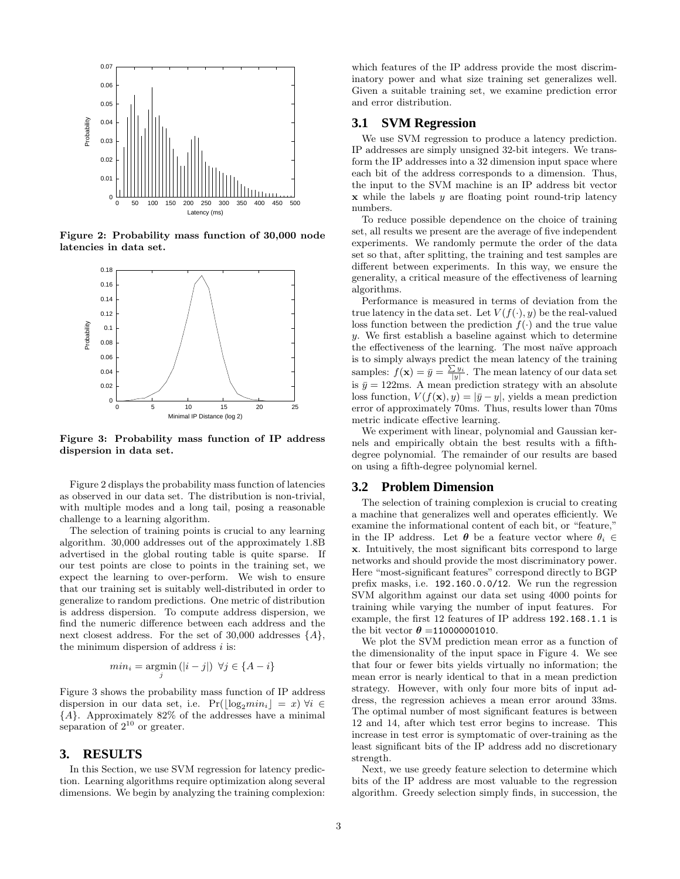Figure 2: Probability mass function of 30,000 node latencies in data set.

Figure 3: Probability mass function of IP address dispersion in data set.

Figure 2 displays the probability mass function of latencies as observed in our data set. The distribution is non-trivial, with multiple modes and a long tail, posing a reasonable challenge to a learning algorithm.

The selection of training points is crucial to any learning algorithm. 30,000 addresses out of the approximately 1.8B advertised in the global routing table is quite sparse. If our test points are close to points in the training set, we expect the learning to over-perform. We wish to ensure that our training set is suitably well-distributed in order to generalize to random predictions. One metric of distribution is address dispersion. To compute address dispersion, we find the numeric difference between each address and the next closest address. For the set of 30,000 addresses $\{A\}$, the minimum dispersion of address $i$ is:

$$min_i = \underset{j}{\operatorname{argmin}} \left(|i - j|\right) \ \forall j \in \{A - i\}$$

Figure 3 shows the probability mass function of IP address dispersion in our data set, i.e. $\Pr(\lfloor \log_2 min_i \rfloor = x) \ \forall i \in \{A\}$. Approximately 82% of the addresses have a minimal separation of $2^{10}$ or greater.

# 3. RESULTS

In this Section, we use SVM regression for latency prediction. Learning algorithms require optimization along several dimensions. We begin by analyzing the training complexion: which features of the IP address provide the most discriminatory power and what size training set generalizes well. Given a suitable training set, we examine prediction error and error distribution.

## 3.1 SVM Regression

We use SVM regression to produce a latency prediction. IP addresses are simply unsigned 32-bit integers. We transform the IP addresses into a 32 dimension input space where each bit of the address corresponds to a dimension. Thus, the input to the SVM machine is an IP address bit vector $\mathbf{x}$ while the labels $y$ are floating point round-trip latency numbers.

To reduce possible dependence on the choice of training set, all results we present are the average of five independent experiments. We randomly permute the order of the data set so that, after splitting, the training and test samples are different between experiments. In this way, we ensure the generality, a critical measure of the effectiveness of learning algorithms.

Performance is measured in terms of deviation from the true latency in the data set. Let $V(f(\cdot), y)$ be the real-valued loss function between the prediction $f(\cdot)$ and the true value $y$. We first establish a baseline against which to determine the effectiveness of the learning. The most naïve approach is to simply always predict the mean latency of the training samples: $f(\mathbf{x}) = \bar{y} = \frac{\sum y_i}{|y|}$. The mean latency of our data set is $\bar{y} = 122$ms. A mean prediction strategy with an absolute loss function, $V(f(\mathbf{x}), y) = |\bar{y} - y|$, yields a mean prediction error of approximately 70ms. Thus, results lower than 70ms metric indicate effective learning.

We experiment with linear, polynomial and Gaussian kernels and empirically obtain the best results with a fifth-degree polynomial. The remainder of our results are based on using a fifth-degree polynomial kernel.

## 3.2 Problem Dimension

The selection of training complexion is crucial to creating a machine that generalizes well and operates efficiently. We examine the informational content of each bit, or "feature," in the IP address. Let $\boldsymbol{\theta}$ be a feature vector where $\theta_i \in \mathbf{x}$. Intuitively, the most significant bits correspond to large networks and should provide the most discriminatory power. Here "most-significant features" correspond directly to BGP prefix masks, i.e. 192.160.0.0/12. We run the regression SVM algorithm against our data set using 4000 points for training while varying the number of input features. For example, the first 12 features of IP address 192.168.1.1 is the bit vector $\boldsymbol{\theta} =$110000001010.

We plot the SVM prediction mean error as a function of the dimensionality of the input space in Figure 4. We see that four or fewer bits yields virtually no information; the mean error is nearly identical to that in a mean prediction strategy. However, with only four more bits of input address, the regression achieves a mean error around 33ms. The optimal number of most significant features is between 12 and 14, after which test error begins to increase. This increase in test error is symptomatic of over-training as the least significant bits of the IP address add no discretionary strength.

Next, we use greedy feature selection to determine which bits of the IP address are most valuable to the regression algorithm. Greedy selection simply finds, in succession, the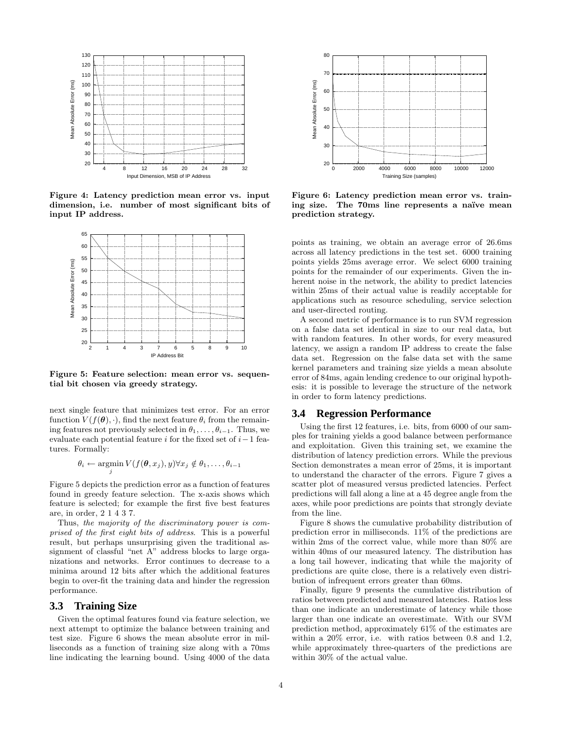Figure 4: Latency prediction mean error vs. input dimension, i.e. number of most significant bits of input IP address.

Figure 5: Feature selection: mean error vs. sequential bit chosen via greedy strategy.

next single feature that minimizes test error. For an error function $V(f(\boldsymbol{\theta}), \cdot)$, find the next feature $\theta_i$ from the remaining features not previously selected in $\theta_1, \ldots, \theta_{i-1}$. Thus, we evaluate each potential feature $i$ for the fixed set of $i-1$ features. Formally:

$$\theta_i \leftarrow \underset{j}{\operatorname{argmin}}\, V(f(\boldsymbol{\theta}, x_j), y) \forall x_j \notin \theta_1, \ldots, \theta_{i-1}$$

Figure 5 depicts the prediction error as a function of features found in greedy feature selection. The x-axis shows which feature is selected; for example the first five best features are, in order, 2 1 4 3 7.

Thus, *the majority of the discriminatory power is comprised of the first eight bits of address*. This is a powerful result, but perhaps unsurprising given the traditional assignment of classful "net A" address blocks to large organizations and networks. Error continues to decrease to a minima around 12 bits after which the additional features begin to over-fit the training data and hinder the regression performance.

## 3.3 Training Size

Given the optimal features found via feature selection, we next attempt to optimize the balance between training and test size. Figure 6 shows the mean absolute error in milliseconds as a function of training size along with a 70ms line indicating the learning bound. Using 4000 of the data points as training, we obtain an average error of 26.6ms across all latency predictions in the test set. 6000 training points yields 25ms average error. We select 6000 training points for the remainder of our experiments. Given the inherent noise in the network, the ability to predict latencies within 25ms of their actual value is readily acceptable for applications such as resource scheduling, service selection and user-directed routing.

Figure 6: Latency prediction mean error vs. training size. The 70ms line represents a naïve mean prediction strategy.

A second metric of performance is to run SVM regression on a false data set identical in size to our real data, but with random features. In other words, for every measured latency, we assign a random IP address to create the false data set. Regression on the false data set with the same kernel parameters and training size yields a mean absolute error of 84ms, again lending credence to our original hypothesis: it is possible to leverage the structure of the network in order to form latency predictions.

## 3.4 Regression Performance

Using the first 12 features, i.e. bits, from 6000 of our samples for training yields a good balance between performance and exploitation. Given this training set, we examine the distribution of latency prediction errors. While the previous Section demonstrates a mean error of 25ms, it is important to understand the character of the errors. Figure 7 gives a scatter plot of measured versus predicted latencies. Perfect predictions will fall along a line at a 45 degree angle from the axes, while poor predictions are points that strongly deviate from the line.

Figure 8 shows the cumulative probability distribution of prediction error in milliseconds. 11% of the predictions are within 2ms of the correct value, while more than 80% are within 40ms of our measured latency. The distribution has a long tail however, indicating that while the majority of predictions are quite close, there is a relatively even distribution of infrequent errors greater than 60ms.

Finally, figure 9 presents the cumulative distribution of ratios between predicted and measured latencies. Ratios less than one indicate an underestimate of latency while those larger than one indicate an overestimate. With our SVM prediction method, approximately 61% of the estimates are within a 20% error, i.e. with ratios between 0.8 and 1.2, while approximately three-quarters of the predictions are within 30% of the actual value.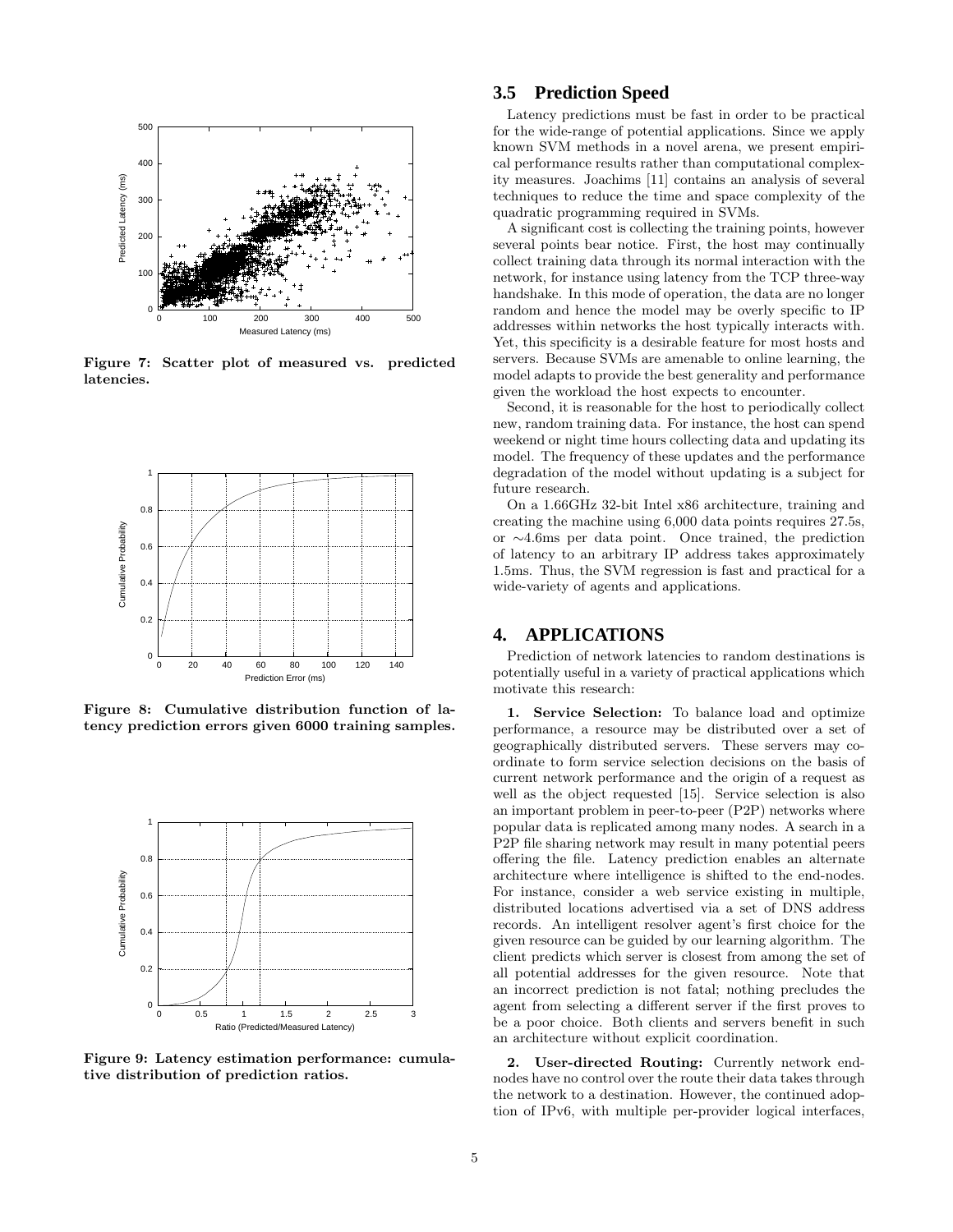Figure 7: Scatter plot of measured vs. predicted latencies.

Figure 8: Cumulative distribution function of latency prediction errors given 6000 training samples.

Figure 9: Latency estimation performance: cumulative distribution of prediction ratios.

### 3.5 Prediction Speed

Latency predictions must be fast in order to be practical for the wide-range of potential applications. Since we apply known SVM methods in a novel arena, we present empirical performance results rather than computational complexity measures. Joachims [11] contains an analysis of several techniques to reduce the time and space complexity of the quadratic programming required in SVMs.

A significant cost is collecting the training points, however several points bear notice. First, the host may continually collect training data through its normal interaction with the network, for instance using latency from the TCP three-way handshake. In this mode of operation, the data are no longer random and hence the model may be overly specific to IP addresses within networks the host typically interacts with. Yet, this specificity is a desirable feature for most hosts and servers. Because SVMs are amenable to online learning, the model adapts to provide the best generality and performance given the workload the host expects to encounter.

Second, it is reasonable for the host to periodically collect new, random training data. For instance, the host can spend weekend or night time hours collecting data and updating its model. The frequency of these updates and the performance degradation of the model without updating is a subject for future research.

On a 1.66GHz 32-bit Intel x86 architecture, training and creating the machine using 6,000 data points requires 27.5s, or ∼4.6ms per data point. Once trained, the prediction of latency to an arbitrary IP address takes approximately 1.5ms. Thus, the SVM regression is fast and practical for a wide-variety of agents and applications.

## 4. APPLICATIONS

Prediction of network latencies to random destinations is potentially useful in a variety of practical applications which motivate this research:

**1. Service Selection:** To balance load and optimize performance, a resource may be distributed over a set of geographically distributed servers. These servers may coordinate to form service selection decisions on the basis of current network performance and the origin of a request as well as the object requested [15]. Service selection is also an important problem in peer-to-peer (P2P) networks where popular data is replicated among many nodes. A search in a P2P file sharing network may result in many potential peers offering the file. Latency prediction enables an alternate architecture where intelligence is shifted to the end-nodes. For instance, consider a web service existing in multiple, distributed locations advertised via a set of DNS address records. An intelligent resolver agent's first choice for the given resource can be guided by our learning algorithm. The client predicts which server is closest from among the set of all potential addresses for the given resource. Note that an incorrect prediction is not fatal; nothing precludes the agent from selecting a different server if the first proves to be a poor choice. Both clients and servers benefit in such an architecture without explicit coordination.

**2. User-directed Routing:** Currently network end-nodes have no control over the route their data takes through the network to a destination. However, the continued adoption of IPv6, with multiple per-provider logical interfaces,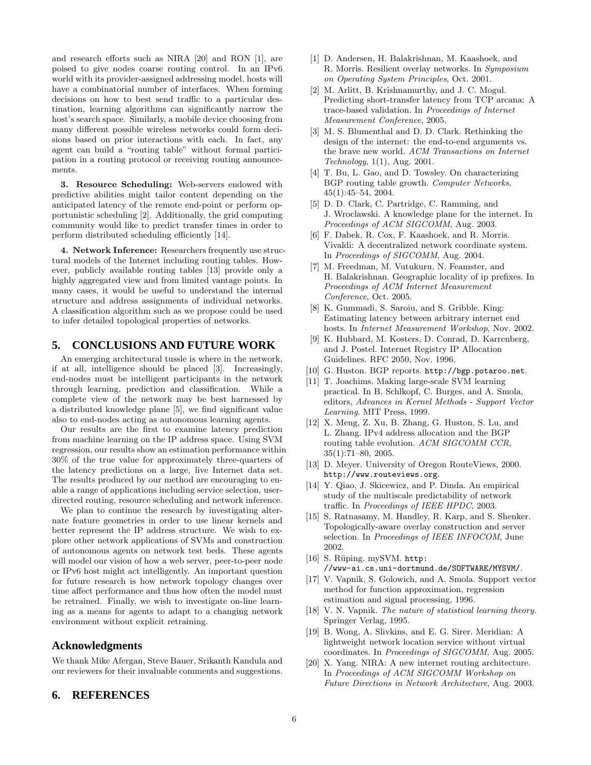and research efforts such as NIRA [20] and RON [1], are poised to give nodes coarse routing control. In an IPv6 world with its provider-assigned addressing model, hosts will have a combinatorial number of interfaces. When forming decisions on how to best send traffic to a particular destination, learning algorithms can significantly narrow the host's search space. Similarly, a mobile device choosing from many different possible wireless networks could form decisions based on prior interactions with each. In fact, any agent can build a "routing table" without formal participation in a routing protocol or receiving routing announcements.

**3. Resource Scheduling:** Web-servers endowed with predictive abilities might tailor content depending on the anticipated latency of the remote end-point or perform opportunistic scheduling [2]. Additionally, the grid computing community would like to predict transfer times in order to perform distributed scheduling efficiently [14].

**4. Network Inference:** Researchers frequently use structural models of the Internet including routing tables. However, publicly available routing tables [13] provide only a highly aggregated view and from limited vantage points. In many cases, it would be useful to understand the internal structure and address assignments of individual networks. A classification algorithm such as we propose could be used to infer detailed topological properties of networks.

## 5. CONCLUSIONS AND FUTURE WORK

An emerging architectural tussle is where in the network, if at all, intelligence should be placed [3]. Increasingly, end-nodes must be intelligent participants in the network through learning, prediction and classification. While a complete view of the network may be best harnessed by a distributed knowledge plane [5], we find significant value also to end-nodes acting as autonomous learning agents.

Our results are the first to examine latency prediction from machine learning on the IP address space. Using SVM regression, our results show an estimation performance within 30% of the true value for approximately three-quarters of the latency predictions on a large, live Internet data set. The results produced by our method are encouraging to enable a range of applications including service selection, user-directed routing, resource scheduling and network inference.

We plan to continue the research by investigating alternate feature geometries in order to use linear kernels and better represent the IP address structure. We wish to explore other network applications of SVMs and construction of autonomous agents on network test beds. These agents will model our vision of how a web server, peer-to-peer node or IPv6 host might act intelligently. An important question for future research is how network topology changes over time affect performance and thus how often the model must be retrained. Finally, we wish to investigate on-line learning as a means for agents to adapt to a changing network environment without explicit retraining.

## Acknowledgments

We thank Mike Afergan, Steve Bauer, Srikanth Kandula and our reviewers for their invaluable comments and suggestions.

## 6. REFERENCES

[1] D. Andersen, H. Balakrishnan, M. Kaashoek, and R. Morris. Resilient overlay networks. In *Symposium on Operating System Principles*, Oct. 2001.

[2] M. Arlitt, B. Krishnamurthy, and J. C. Mogul. Predicting short-transfer latency from TCP arcana: A trace-based validation. In *Proceedings of Internet Measurement Conference*, 2005.

[3] M. S. Blumenthal and D. D. Clark. Rethinking the design of the internet: the end-to-end arguments vs. the brave new world. *ACM Transactions on Internet Technology*, 1(1), Aug. 2001.

[4] T. Bu, L. Gao, and D. Towsley. On characterizing BGP routing table growth. *Computer Networks*, 45(1):45–54, 2004.

[5] D. D. Clark, C. Partridge, C. Ramming, and J. Wroclawski. A knowledge plane for the internet. In *Proceedings of ACM SIGCOMM*, Aug. 2003.

[6] F. Dabek, R. Cox, F. Kaashoek, and R. Morris. Vivaldi: A decentralized network coordinate system. In *Proceedings of SIGCOMM*, Aug. 2004.

[7] M. Freedman, M. Vutukuru, N. Feamster, and H. Balakrishnan. Geographic locality of ip prefixes. In *Proceedings of ACM Internet Measurement Conference*, Oct. 2005.

[8] K. Gummadi, S. Saroiu, and S. Gribble. King: Estimating latency between arbitrary internet end hosts. In *Internet Measurement Workshop*, Nov. 2002.

[9] K. Hubbard, M. Kosters, D. Conrad, D. Karrenberg, and J. Postel. Internet Registry IP Allocation Guidelines. RFC 2050, Nov. 1996.

[10] G. Huston. BGP reports. `http://bgp.potaroo.net`.

[11] T. Joachims. Making large-scale SVM learning practical. In B. Schlkopf, C. Burges, and A. Smola, editors, *Advances in Kernel Methods - Support Vector Learning*. MIT Press, 1999.

[12] X. Meng, Z. Xu, B. Zhang, G. Huston, S. Lu, and L. Zhang. IPv4 address allocation and the BGP routing table evolution. *ACM SIGCOMM CCR*, 35(1):71–80, 2005.

[13] D. Meyer. University of Oregon RouteViews, 2000. `http://www.routeviews.org`.

[14] Y. Qiao, J. Skicewicz, and P. Dinda. An empirical study of the multiscale predictability of network traffic. In *Proceedings of IEEE HPDC*, 2003.

[15] S. Ratnasamy, M. Handley, R. Karp, and S. Shenker. Topologically-aware overlay construction and server selection. In *Proceedings of IEEE INFOCOM*, June 2002.

[16] S. Rüping. mySVM. `http://www-ai.cs.uni-dortmund.de/SOFTWARE/MYSVM/`.

[17] V. Vapnik, S. Golowich, and A. Smola. Support vector method for function approximation, regression estimation and signal processing, 1996.

[18] V. N. Vapnik. *The nature of statistical learning theory*. Springer Verlag, 1995.

[19] B. Wong, A. Slivkins, and E. G. Sirer. Meridian: A lightweight network location service without virtual coordinates. In *Proceedings of SIGCOMM*, Aug. 2005.

[20] X. Yang. NIRA: A new internet routing architecture. In *Proceedings of ACM SIGCOMM Workshop on Future Directions in Network Architecture*, Aug. 2003.